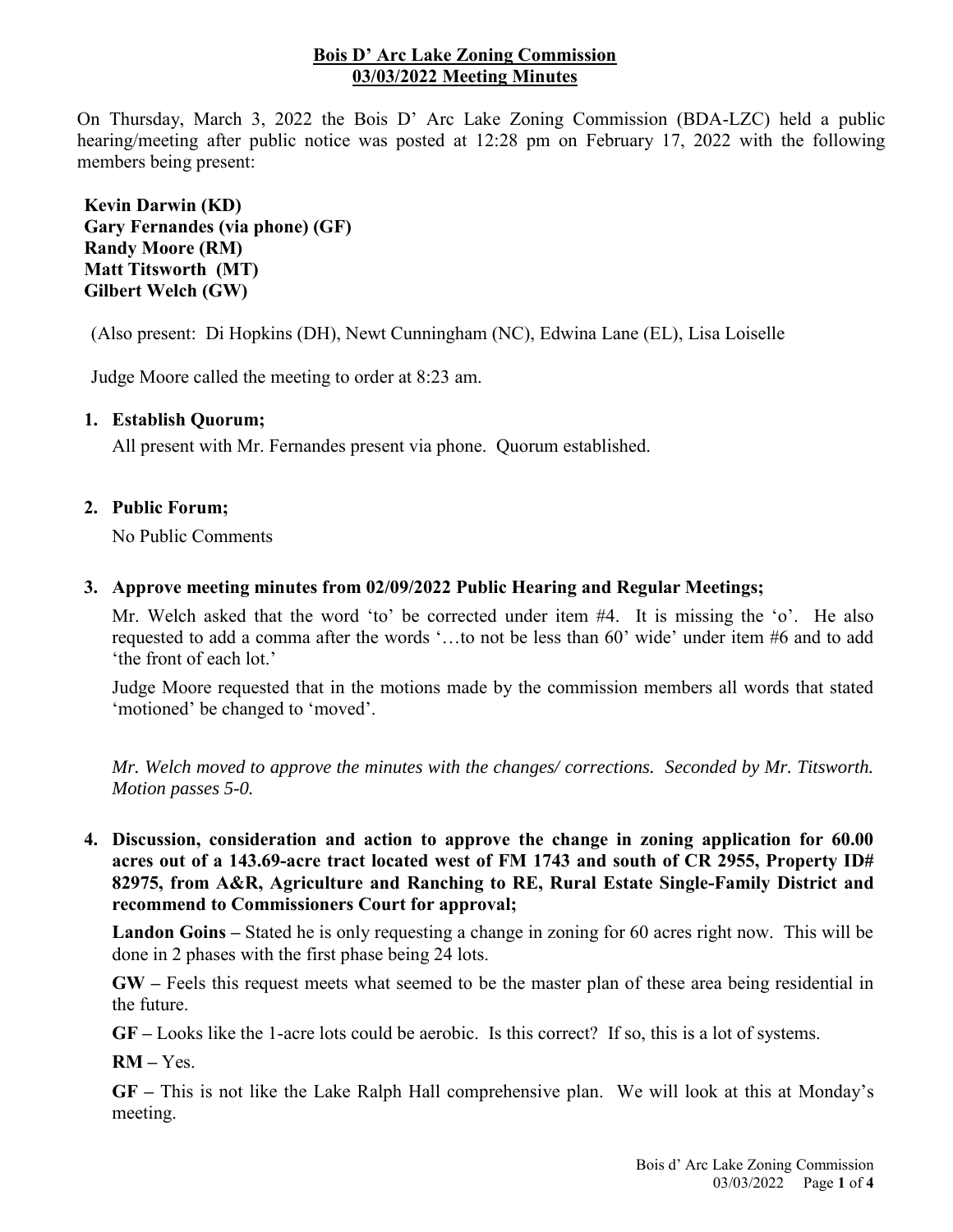# Bois D' Arc Lake Zoning Commission
## 03/03/2022 Meeting Minutes

On Thursday, March 3, 2022 the Bois D' Arc Lake Zoning Commission (BDA-LZC) held a public hearing/meeting after public notice was posted at 12:28 pm on February 17, 2022 with the following members being present:

**Kevin Darwin (KD)**
**Gary Fernandes (via phone) (GF)**
**Randy Moore (RM)**
**Matt Titsworth (MT)**
**Gilbert Welch (GW)**

(Also present: Di Hopkins (DH), Newt Cunningham (NC), Edwina Lane (EL), Lisa Loiselle

Judge Moore called the meeting to order at 8:23 am.

1. **Establish Quorum;**

   All present with Mr. Fernandes present via phone. Quorum established.

2. **Public Forum;**

   No Public Comments

3. **Approve meeting minutes from 02/09/2022 Public Hearing and Regular Meetings;**

   Mr. Welch asked that the word 'to' be corrected under item #4. It is missing the 'o'. He also requested to add a comma after the words '…to not be less than 60' wide' under item #6 and to add 'the front of each lot.'

   Judge Moore requested that in the motions made by the commission members all words that stated 'motioned' be changed to 'moved'.

   *Mr. Welch moved to approve the minutes with the changes/ corrections. Seconded by Mr. Titsworth. Motion passes 5-0.*

4. **Discussion, consideration and action to approve the change in zoning application for 60.00 acres out of a 143.69-acre tract located west of FM 1743 and south of CR 2955, Property ID# 82975, from A&R, Agriculture and Ranching to RE, Rural Estate Single-Family District and recommend to Commissioners Court for approval;**

   **Landon Goins –** Stated he is only requesting a change in zoning for 60 acres right now. This will be done in 2 phases with the first phase being 24 lots.

   **GW –** Feels this request meets what seemed to be the master plan of these area being residential in the future.

   **GF –** Looks like the 1-acre lots could be aerobic. Is this correct? If so, this is a lot of systems.

   **RM –** Yes.

   **GF –** This is not like the Lake Ralph Hall comprehensive plan. We will look at this at Monday's meeting.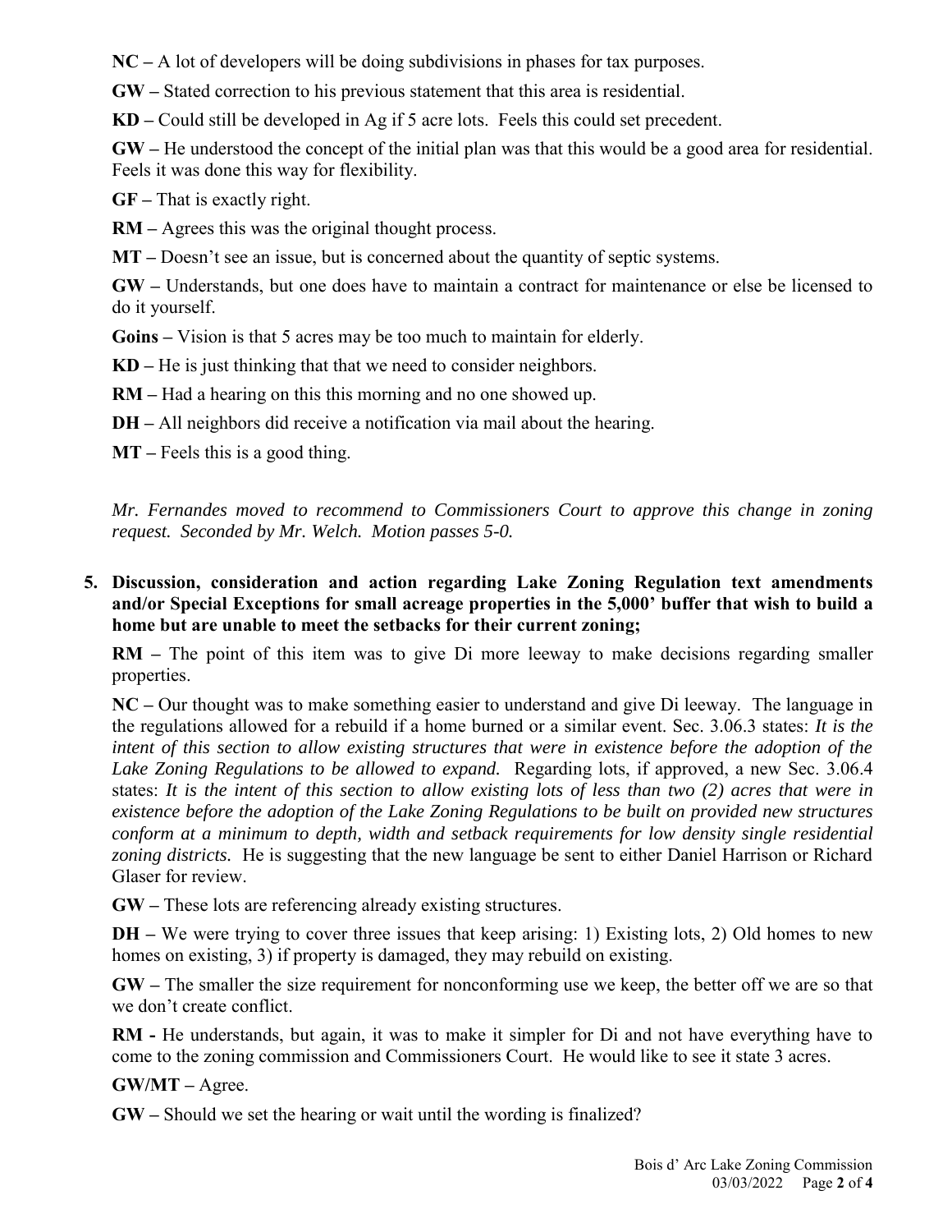**NC –** A lot of developers will be doing subdivisions in phases for tax purposes.

**GW –** Stated correction to his previous statement that this area is residential.

**KD –** Could still be developed in Ag if 5 acre lots. Feels this could set precedent.

**GW –** He understood the concept of the initial plan was that this would be a good area for residential. Feels it was done this way for flexibility.

**GF –** That is exactly right.

**RM –** Agrees this was the original thought process.

**MT –** Doesn't see an issue, but is concerned about the quantity of septic systems.

**GW –** Understands, but one does have to maintain a contract for maintenance or else be licensed to do it yourself.

**Goins –** Vision is that 5 acres may be too much to maintain for elderly.

**KD –** He is just thinking that that we need to consider neighbors.

**RM –** Had a hearing on this this morning and no one showed up.

**DH –** All neighbors did receive a notification via mail about the hearing.

**MT –** Feels this is a good thing.

*Mr. Fernandes moved to recommend to Commissioners Court to approve this change in zoning request. Seconded by Mr. Welch. Motion passes 5-0.*

**5. Discussion, consideration and action regarding Lake Zoning Regulation text amendments and/or Special Exceptions for small acreage properties in the 5,000' buffer that wish to build a home but are unable to meet the setbacks for their current zoning;**

**RM –** The point of this item was to give Di more leeway to make decisions regarding smaller properties.

**NC –** Our thought was to make something easier to understand and give Di leeway. The language in the regulations allowed for a rebuild if a home burned or a similar event. Sec. 3.06.3 states: *It is the intent of this section to allow existing structures that were in existence before the adoption of the Lake Zoning Regulations to be allowed to expand.* Regarding lots, if approved, a new Sec. 3.06.4 states: *It is the intent of this section to allow existing lots of less than two (2) acres that were in existence before the adoption of the Lake Zoning Regulations to be built on provided new structures conform at a minimum to depth, width and setback requirements for low density single residential zoning districts.* He is suggesting that the new language be sent to either Daniel Harrison or Richard Glaser for review.

**GW –** These lots are referencing already existing structures.

**DH –** We were trying to cover three issues that keep arising: 1) Existing lots, 2) Old homes to new homes on existing, 3) if property is damaged, they may rebuild on existing.

**GW –** The smaller the size requirement for nonconforming use we keep, the better off we are so that we don't create conflict.

**RM -** He understands, but again, it was to make it simpler for Di and not have everything have to come to the zoning commission and Commissioners Court. He would like to see it state 3 acres.

**GW/MT –** Agree.

**GW –** Should we set the hearing or wait until the wording is finalized?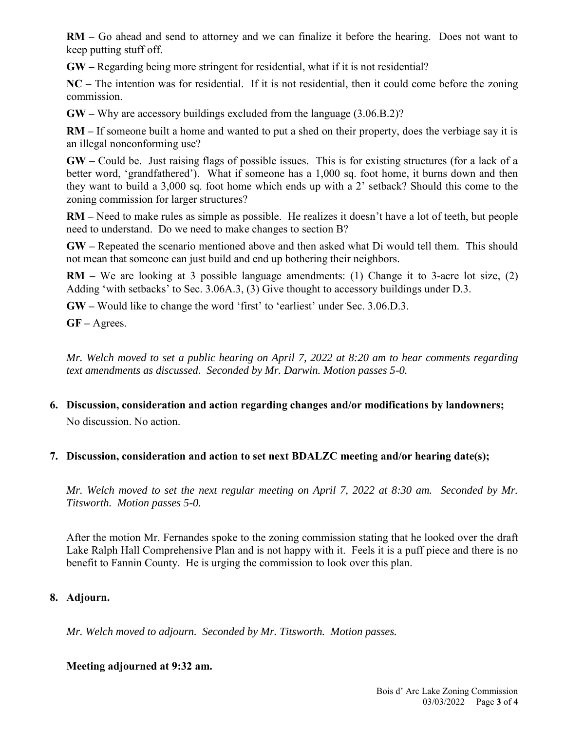**RM –** Go ahead and send to attorney and we can finalize it before the hearing. Does not want to keep putting stuff off.

**GW –** Regarding being more stringent for residential, what if it is not residential?

**NC –** The intention was for residential. If it is not residential, then it could come before the zoning commission.

**GW –** Why are accessory buildings excluded from the language (3.06.B.2)?

**RM –** If someone built a home and wanted to put a shed on their property, does the verbiage say it is an illegal nonconforming use?

**GW –** Could be. Just raising flags of possible issues. This is for existing structures (for a lack of a better word, 'grandfathered'). What if someone has a 1,000 sq. foot home, it burns down and then they want to build a 3,000 sq. foot home which ends up with a 2' setback? Should this come to the zoning commission for larger structures?

**RM –** Need to make rules as simple as possible. He realizes it doesn't have a lot of teeth, but people need to understand. Do we need to make changes to section B?

**GW –** Repeated the scenario mentioned above and then asked what Di would tell them. This should not mean that someone can just build and end up bothering their neighbors.

**RM –** We are looking at 3 possible language amendments: (1) Change it to 3-acre lot size, (2) Adding 'with setbacks' to Sec. 3.06A.3, (3) Give thought to accessory buildings under D.3.

**GW –** Would like to change the word 'first' to 'earliest' under Sec. 3.06.D.3.

**GF –** Agrees.

*Mr. Welch moved to set a public hearing on April 7, 2022 at 8:20 am to hear comments regarding text amendments as discussed. Seconded by Mr. Darwin. Motion passes 5-0.*

**6. Discussion, consideration and action regarding changes and/or modifications by landowners;**

No discussion. No action.

**7. Discussion, consideration and action to set next BDALZC meeting and/or hearing date(s);**

*Mr. Welch moved to set the next regular meeting on April 7, 2022 at 8:30 am. Seconded by Mr. Titsworth. Motion passes 5-0.*

After the motion Mr. Fernandes spoke to the zoning commission stating that he looked over the draft Lake Ralph Hall Comprehensive Plan and is not happy with it. Feels it is a puff piece and there is no benefit to Fannin County. He is urging the commission to look over this plan.

**8. Adjourn.**

*Mr. Welch moved to adjourn. Seconded by Mr. Titsworth. Motion passes.*

**Meeting adjourned at 9:32 am.**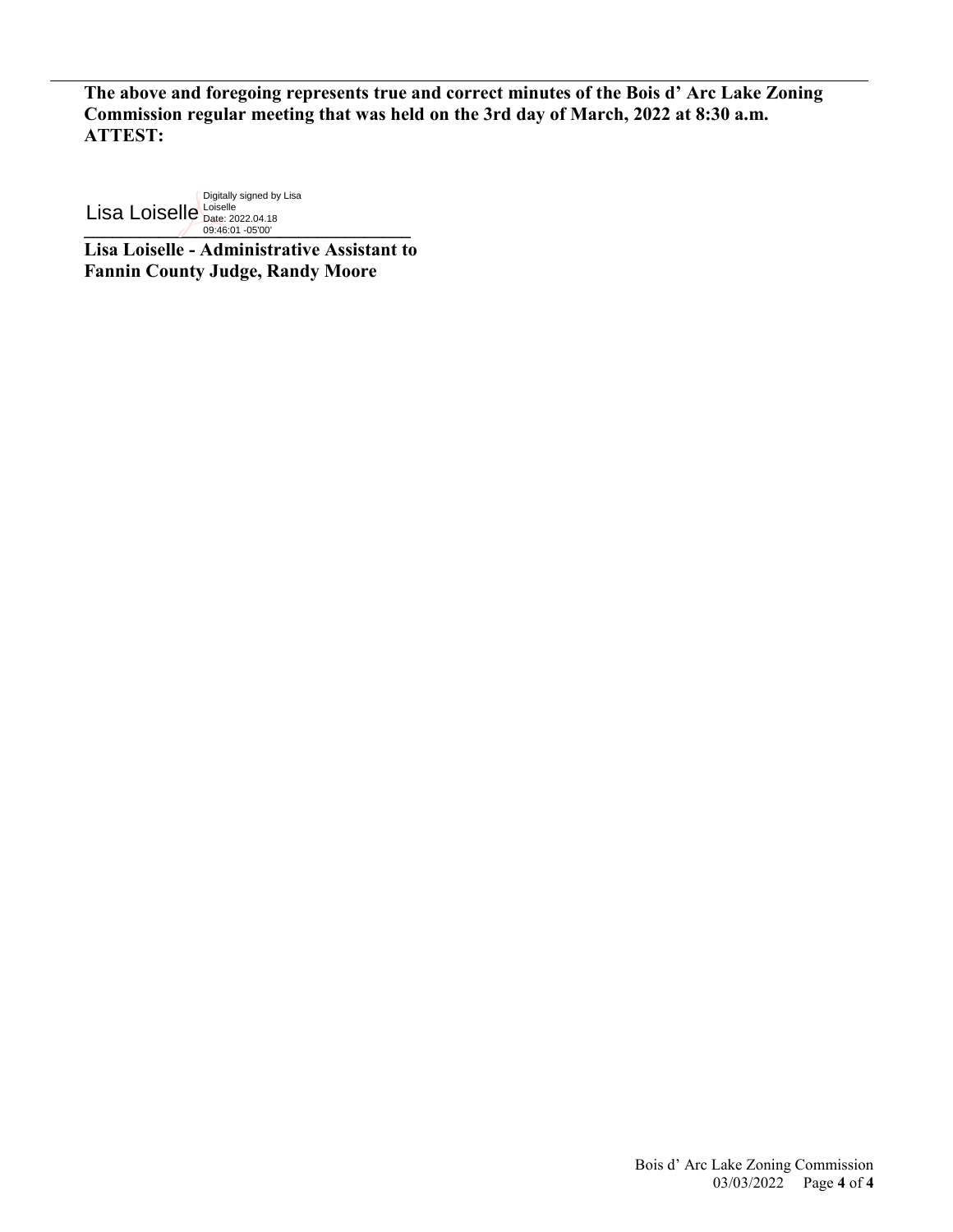---

**The above and foregoing represents true and correct minutes of the Bois d' Arc Lake Zoning Commission regular meeting that was held on the 3rd day of March, 2022 at 8:30 a.m.**
**ATTEST:**

Lisa Loiselle Digitally signed by Lisa Loiselle Date: 2022.04.18 09:46:01 -05'00'

______________________________

**Lisa Loiselle - Administrative Assistant to**
**Fannin County Judge, Randy Moore**